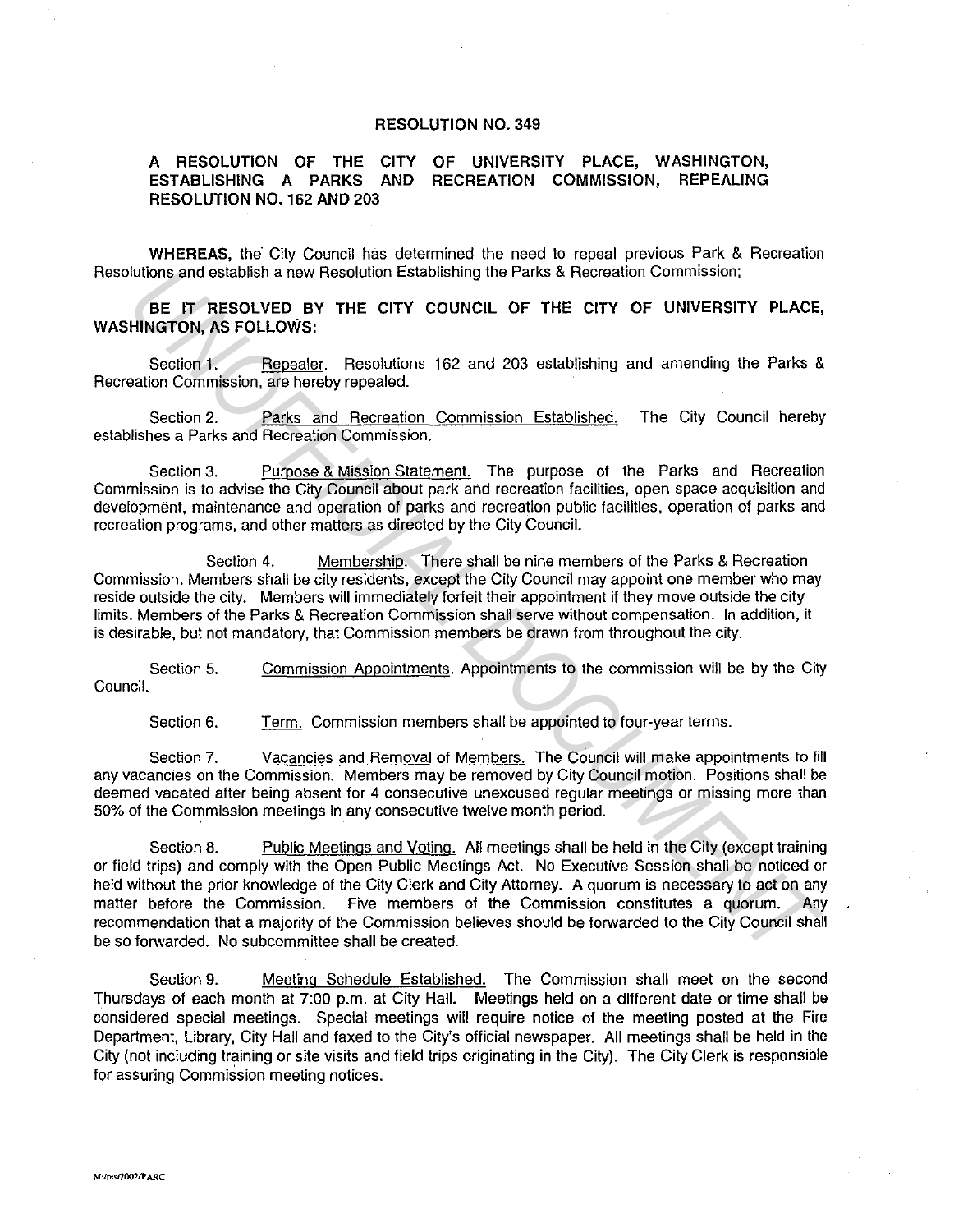# RESOLUTION NO. 349

## A RESOLUTION OF THE CITY OF UNIVERSITY PLACE, WASHINGTON, ESTABLISHING A PARKS AND RECREATION COMMISSION, REPEALING RESOLUTION NO. 162 AND 203

**WHEREAS,** the City Council has determined the need to repeal previous Park & Recreation Resolutions and establish a new Resolution Establishing the Parks & Recreation Commission;

**BE IT RESOLVED BY THE CITY COUNCIL OF THE CITY OF UNIVERSITY PLACE, WASHINGTON, AS FOLLOWS:**

Section 1. Repealer. Resolutions 162 and 203 establishing and amending the Parks & Recreation Commission, are hereby repealed.

Section 2. Parks and Recreation Commission Established. The City Council hereby establishes a Parks and Recreation Commission.

Section 3. Purpose & Mission Statement. The purpose of the Parks and Recreation Commission is to advise the City Council about park and recreation facilities, open space acquisition and development, maintenance and operation of parks and recreation public facilities, operation of parks and recreation programs, and other matters as directed by the City Council.

Section 4. Membership. There shall be nine members of the Parks & Recreation Commission. Members shall be city residents, except the City Council may appoint one member who may reside outside the city. Members will immediately forfeit their appointment if they move outside the city limits. Members of the Parks & Recreation Commission shall serve without compensation. In addition, it is desirable, but not mandatory, that Commission members be drawn from throughout the city.

Section 5. Commission Appointments. Appointments to the commission will be by the City Council.

Section 6. Term. Commission members shall be appointed to four-year terms.

Section 7. Vacancies and Removal of Members. The Council will make appointments to fill any vacancies on the Commission. Members may be removed by City Council motion. Positions shall be deemed vacated after being absent for 4 consecutive unexcused regular meetings or missing more than 50% of the Commission meetings in any consecutive twelve month period.

Section 8. Public Meetings and Voting. All meetings shall be held in the City (except training or field trips) and comply with the Open Public Meetings Act. No Executive Session shall be noticed or held without the prior knowledge of the City Clerk and City Attorney. A quorum is necessary to act on any matter before the Commission. Five members of the Commission constitutes a quorum. Any recommendation that a majority of the Commission believes should be forwarded to the City Council shall be so forwarded. No subcommittee shall be created.

Section 9. Meeting Schedule Established. The Commission shall meet on the second Thursdays of each month at 7:00 p.m. at City Hall. Meetings held on a different date or time shall be considered special meetings. Special meetings will require notice of the meeting posted at the Fire Department, Library, City Hall and faxed to the City's official newspaper. All meetings shall be held in the City (not including training or site visits and field trips originating in the City). The City Clerk is responsible for assuring Commission meeting notices.

M:/res/2002/PARC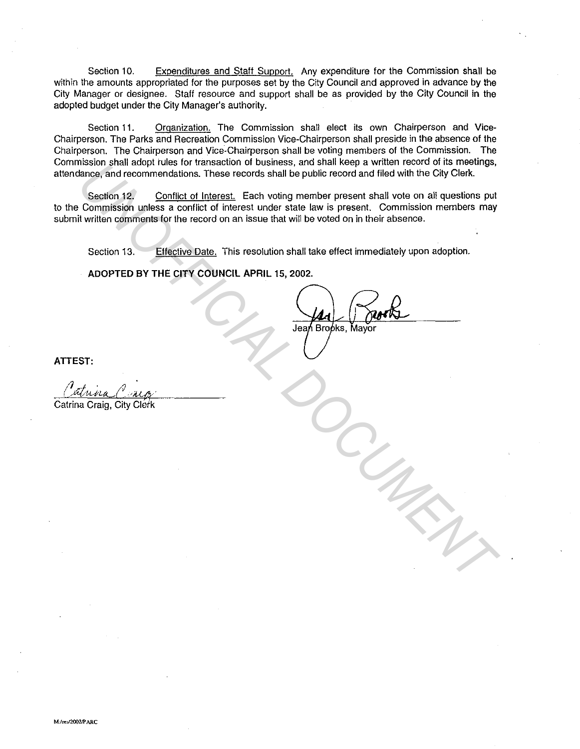Section 10. Expenditures and Staff Support. Any expenditure for the Commission shall be within the amounts appropriated for the purposes set by the City Council and approved in advance by the City Manager or designee. Staff resource and support shall be as provided by the City Council in the adopted budget under the City Manager's authority.

Section 11. Organization. The Commission shall elect its own Chairperson and Vice-Chairperson. The Parks and Recreation Commission Vice-Chairperson shall preside in the absence of the Chairperson. The Chairperson and Vice-Chairperson shall be voting members of the Commission. The Commission shall adopt rules for transaction of business, and shall keep a written record of its meetings, attendance, and recommendations. These records shall be public record and filed with the City Clerk.

Section 12. Conflict of Interest. Each voting member present shall vote on all questions put to the Commission unless a conflict of interest under state law is present. Commission members may submit written comments for the record on an issue that will be voted on in their absence.

Section 13. Effective Date. This resolution shall take effect immediately upon adoption.

**ADOPTED BY THE CITY COUNCIL APRIL 15, 2002.**

Jean Brooks, Mayor

**ATTEST:**

Catrina Craig, City Clerk

UNOFFICIAL DOCUMENT

M:/res/2002/PARC